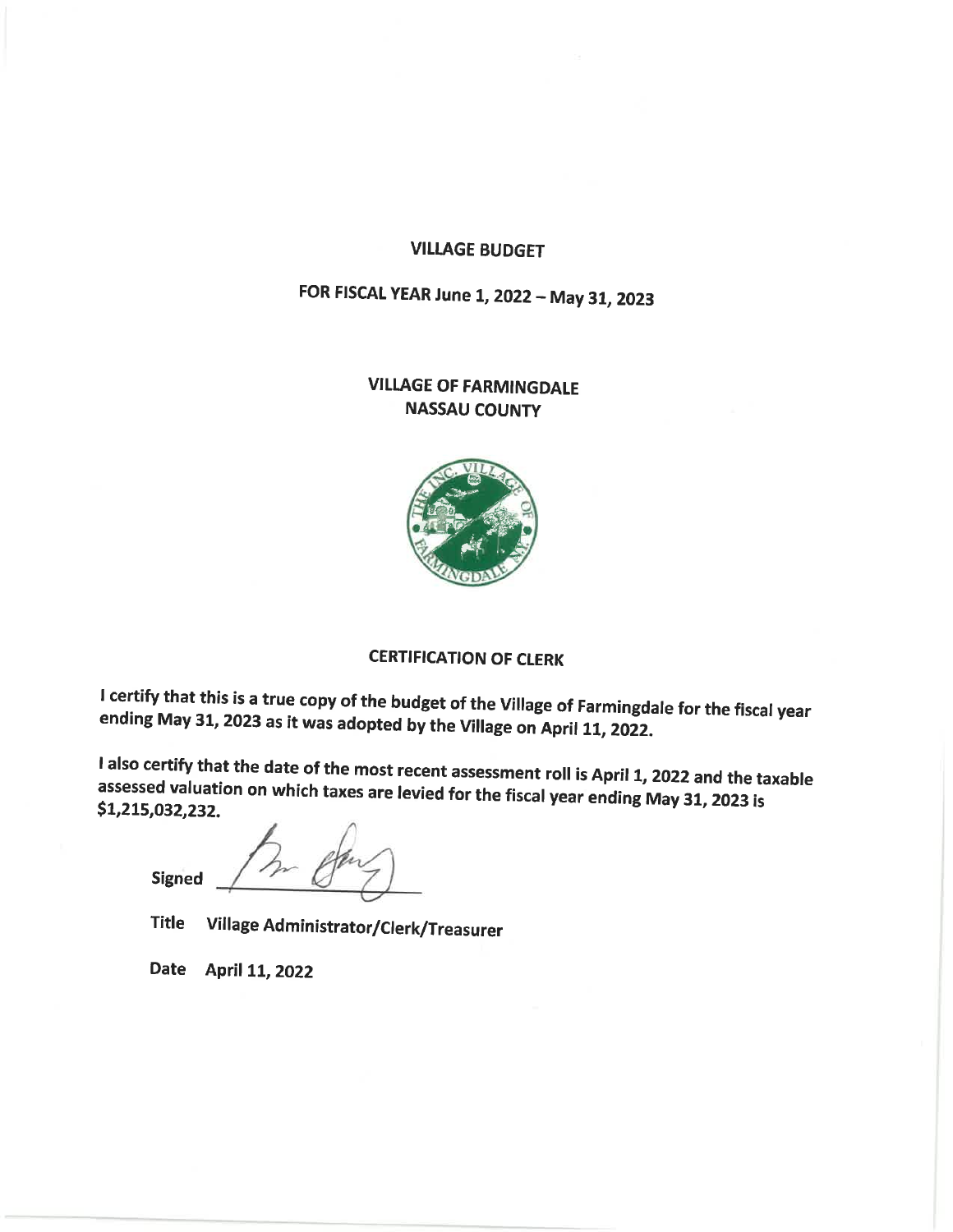# VILLAGE BUDGET

## FOR FISCAL YEAR June 1, 2022 – May 31, 2023

## VILLAGE OF FARMINGDALE
## NASSAU COUNTY

### CERTIFICATION OF CLERK

I certify that this is a true copy of the budget of the Village of Farmingdale for the fiscal year ending May 31, 2023 as it was adopted by the Village on April 11, 2022.

I also certify that the date of the most recent assessment roll is April 1, 2022 and the taxable assessed valuation on which taxes are levied for the fiscal year ending May 31, 2023 is $1,215,032,232.

Signed

Title Village Administrator/Clerk/Treasurer

Date April 11, 2022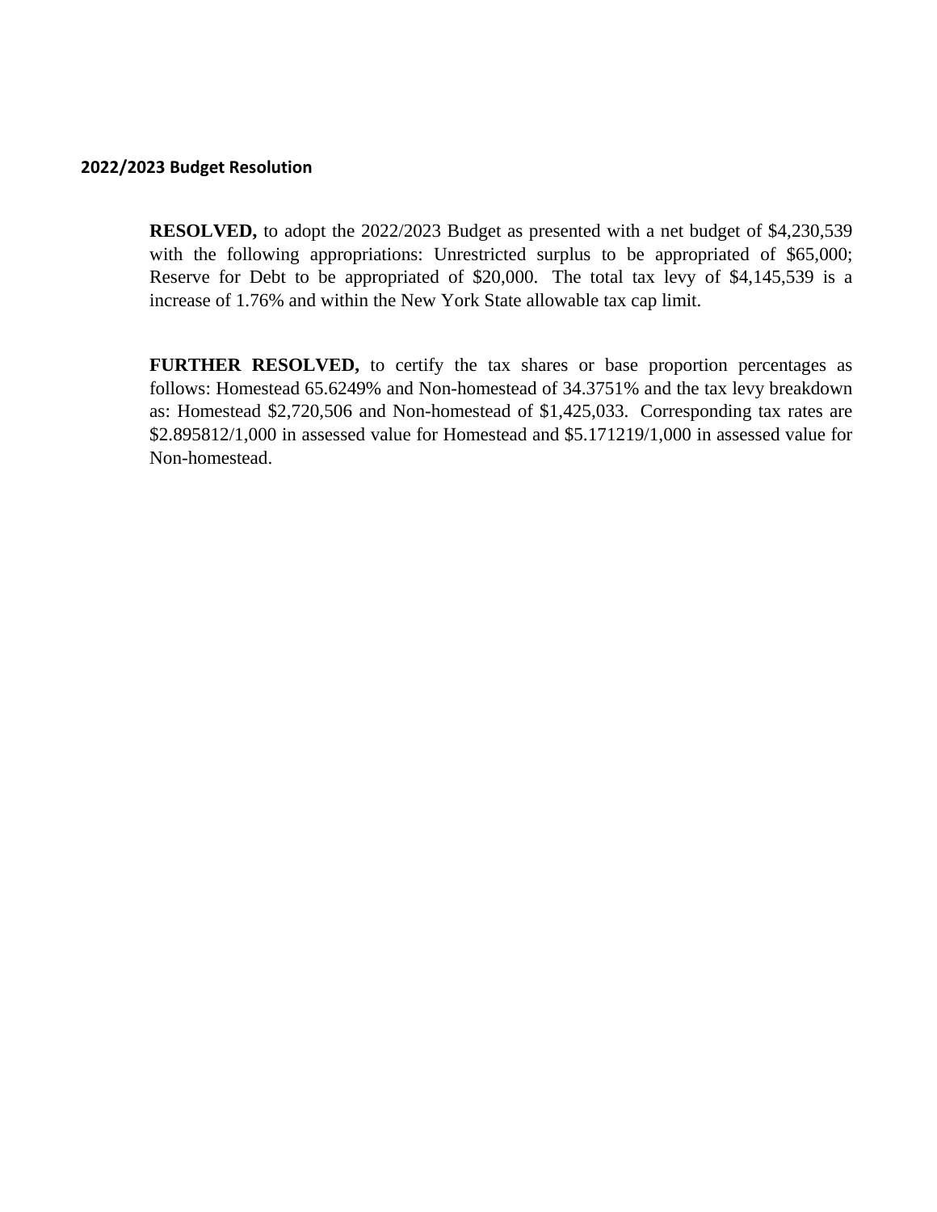**2022/2023 Budget Resolution**

**RESOLVED,** to adopt the 2022/2023 Budget as presented with a net budget of $4,230,539 with the following appropriations: Unrestricted surplus to be appropriated of $65,000; Reserve for Debt to be appropriated of $20,000. The total tax levy of $4,145,539 is a increase of 1.76% and within the New York State allowable tax cap limit.

**FURTHER RESOLVED,** to certify the tax shares or base proportion percentages as follows: Homestead 65.6249% and Non-homestead of 34.3751% and the tax levy breakdown as: Homestead $2,720,506 and Non-homestead of $1,425,033. Corresponding tax rates are $2.895812/1,000 in assessed value for Homestead and $5.171219/1,000 in assessed value for Non-homestead.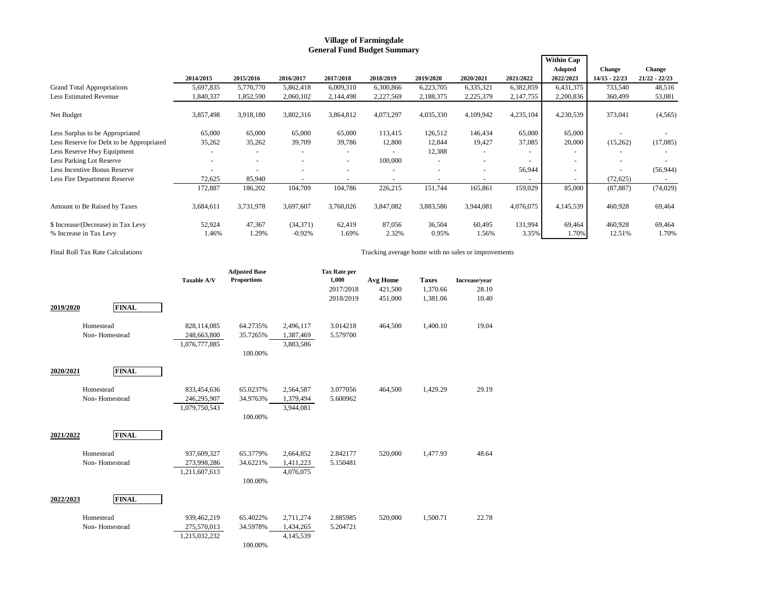# Village of Farmingdale
## General Fund Budget Summary

| | 2014/2015 | 2015/2016 | 2016/2017 | 2017/2018 | 2018/2019 | 2019/2020 | 2020/2021 | 2021/2022 | Within Cap Adopted 2022/2023 | Change 14/15 - 22/23 | Change 21/22 - 22/23 |
|---|---|---|---|---|---|---|---|---|---|---|---|
| Grand Total Appropriations | 5,697,835 | 5,770,770 | 5,862,418 | 6,009,310 | 6,300,866 | 6,223,705 | 6,335,321 | 6,382,859 | 6,431,375 | 733,540 | 48,516 |
| Less Estimated Revenue | 1,840,337 | 1,852,590 | 2,060,102 | 2,144,498 | 2,227,569 | 2,188,375 | 2,225,379 | 2,147,755 | 2,200,836 | 360,499 | 53,081 |
| Net Budget | 3,857,498 | 3,918,180 | 3,802,316 | 3,864,812 | 4,073,297 | 4,035,330 | 4,109,942 | 4,235,104 | 4,230,539 | 373,041 | (4,565) |
| Less Surplus to be Appropriated | 65,000 | 65,000 | 65,000 | 65,000 | 113,415 | 126,512 | 146,434 | 65,000 | 65,000 | - | - |
| Less Reserve for Debt to be Appropriated | 35,262 | 35,262 | 39,709 | 39,786 | 12,800 | 12,844 | 19,427 | 37,085 | 20,000 | (15,262) | (17,085) |
| Less Reserve Hwy Equipment | - | - | - | - | - | 12,388 | - | - | - | - | - |
| Less Parking Lot Reserve | - | - | - | - | 100,000 | - | - | - | - | - | - |
| Less Incentive Bonus Reserve | - | - | - | - | - | - | - | 56,944 | - | - | (56,944) |
| Less Fire Department Reserve | 72,625 | 85,940 | - | - | - | - | - | - | - | (72,625) | - |
| | 172,887 | 186,202 | 104,709 | 104,786 | 226,215 | 151,744 | 165,861 | 159,029 | 85,000 | (87,887) | (74,029) |
| Amount to Be Raised by Taxes | 3,684,611 | 3,731,978 | 3,697,607 | 3,760,026 | 3,847,082 | 3,883,586 | 3,944,081 | 4,076,075 | 4,145,539 | 460,928 | 69,464 |
| $ Increase/(Decrease) in Tax Levy | 52,924 | 47,367 | (34,371) | 62,419 | 87,056 | 36,504 | 60,495 | 131,994 | 69,464 | 460,928 | 69,464 |
| % Increase in Tax Levy | 1.46% | 1.29% | -0.92% | 1.69% | 2.32% | 0.95% | 1.56% | 3.35% | 1.70% | 12.51% | 1.70% |

Final Roll Tax Rate Calculations

Tracking average home with no sales or improvements

| | | Taxable A/V | Adjusted Base Proportions | | Tax Rate per 1,000 | Avg Home | Taxes | Increase/year |
|---|---|---|---|---|---|---|---|---|
| | | | | | 2017/2018 | 421,500 | 1,370.66 | 28.10 |
| | | | | | 2018/2019 | 451,000 | 1,381.06 | 10.40 |
| **2019/2020** | **FINAL** | | | | | | | |
| Homestead | | 828,114,085 | 64.2735% | 2,496,117 | 3.014218 | 464,500 | 1,400.10 | 19.04 |
| Non- Homestead | | 248,663,800 | 35.7265% | 1,387,469 | 5.579700 | | | |
| | | 1,076,777,885 | 100.00% | 3,883,586 | | | | |
| **2020/2021** | **FINAL** | | | | | | | |
| Homestead | | 833,454,636 | 65.0237% | 2,564,587 | 3.077056 | 464,500 | 1,429.29 | 29.19 |
| Non- Homestead | | 246,295,907 | 34.9763% | 1,379,494 | 5.600962 | | | |
| | | 1,079,750,543 | 100.00% | 3,944,081 | | | | |
| **2021/2022** | **FINAL** | | | | | | | |
| Homestead | | 937,609,327 | 65.3779% | 2,664,852 | 2.842177 | 520,000 | 1,477.93 | 48.64 |
| Non- Homestead | | 273,998,286 | 34.6221% | 1,411,223 | 5.150481 | | | |
| | | 1,211,607,613 | 100.00% | 4,076,075 | | | | |
| **2022/2023** | **FINAL** | | | | | | | |
| Homestead | | 939,462,219 | 65.4022% | 2,711,274 | 2.885985 | 520,000 | 1,500.71 | 22.78 |
| Non- Homestead | | 275,570,013 | 34.5978% | 1,434,265 | 5.204721 | | | |
| | | 1,215,032,232 | 100.00% | 4,145,539 | | | | |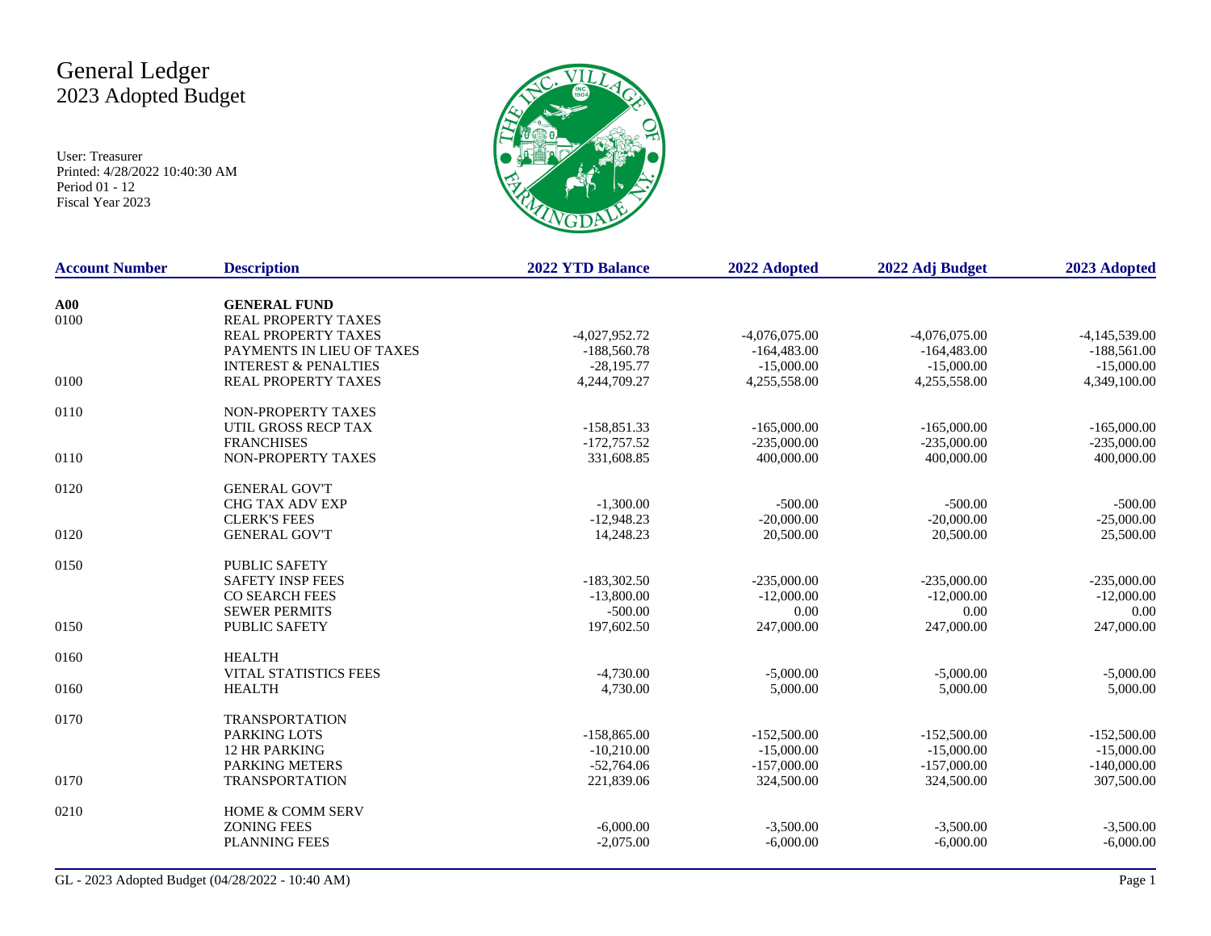# General Ledger
## 2023 Adopted Budget

User: Treasurer
Printed: 4/28/2022 10:40:30 AM
Period 01 - 12
Fiscal Year 2023

| Account Number | Description | 2022 YTD Balance | 2022 Adopted | 2022 Adj Budget | 2023 Adopted |
|---|---|---|---|---|---|
| **A00** | **GENERAL FUND** | | | | |
| 0100 | REAL PROPERTY TAXES | | | | |
| | REAL PROPERTY TAXES | -4,027,952.72 | -4,076,075.00 | -4,076,075.00 | -4,145,539.00 |
| | PAYMENTS IN LIEU OF TAXES | -188,560.78 | -164,483.00 | -164,483.00 | -188,561.00 |
| | INTEREST & PENALTIES | -28,195.77 | -15,000.00 | -15,000.00 | -15,000.00 |
| 0100 | REAL PROPERTY TAXES | 4,244,709.27 | 4,255,558.00 | 4,255,558.00 | 4,349,100.00 |
| 0110 | NON-PROPERTY TAXES | | | | |
| | UTIL GROSS RECP TAX | -158,851.33 | -165,000.00 | -165,000.00 | -165,000.00 |
| | FRANCHISES | -172,757.52 | -235,000.00 | -235,000.00 | -235,000.00 |
| 0110 | NON-PROPERTY TAXES | 331,608.85 | 400,000.00 | 400,000.00 | 400,000.00 |
| 0120 | GENERAL GOV'T | | | | |
| | CHG TAX ADV EXP | -1,300.00 | -500.00 | -500.00 | -500.00 |
| | CLERK'S FEES | -12,948.23 | -20,000.00 | -20,000.00 | -25,000.00 |
| 0120 | GENERAL GOV'T | 14,248.23 | 20,500.00 | 20,500.00 | 25,500.00 |
| 0150 | PUBLIC SAFETY | | | | |
| | SAFETY INSP FEES | -183,302.50 | -235,000.00 | -235,000.00 | -235,000.00 |
| | CO SEARCH FEES | -13,800.00 | -12,000.00 | -12,000.00 | -12,000.00 |
| | SEWER PERMITS | -500.00 | 0.00 | 0.00 | 0.00 |
| 0150 | PUBLIC SAFETY | 197,602.50 | 247,000.00 | 247,000.00 | 247,000.00 |
| 0160 | HEALTH | | | | |
| | VITAL STATISTICS FEES | -4,730.00 | -5,000.00 | -5,000.00 | -5,000.00 |
| 0160 | HEALTH | 4,730.00 | 5,000.00 | 5,000.00 | 5,000.00 |
| 0170 | TRANSPORTATION | | | | |
| | PARKING LOTS | -158,865.00 | -152,500.00 | -152,500.00 | -152,500.00 |
| | 12 HR PARKING | -10,210.00 | -15,000.00 | -15,000.00 | -15,000.00 |
| | PARKING METERS | -52,764.06 | -157,000.00 | -157,000.00 | -140,000.00 |
| 0170 | TRANSPORTATION | 221,839.06 | 324,500.00 | 324,500.00 | 307,500.00 |
| 0210 | HOME & COMM SERV | | | | |
| | ZONING FEES | -6,000.00 | -3,500.00 | -3,500.00 | -3,500.00 |
| | PLANNING FEES | -2,075.00 | -6,000.00 | -6,000.00 | -6,000.00 |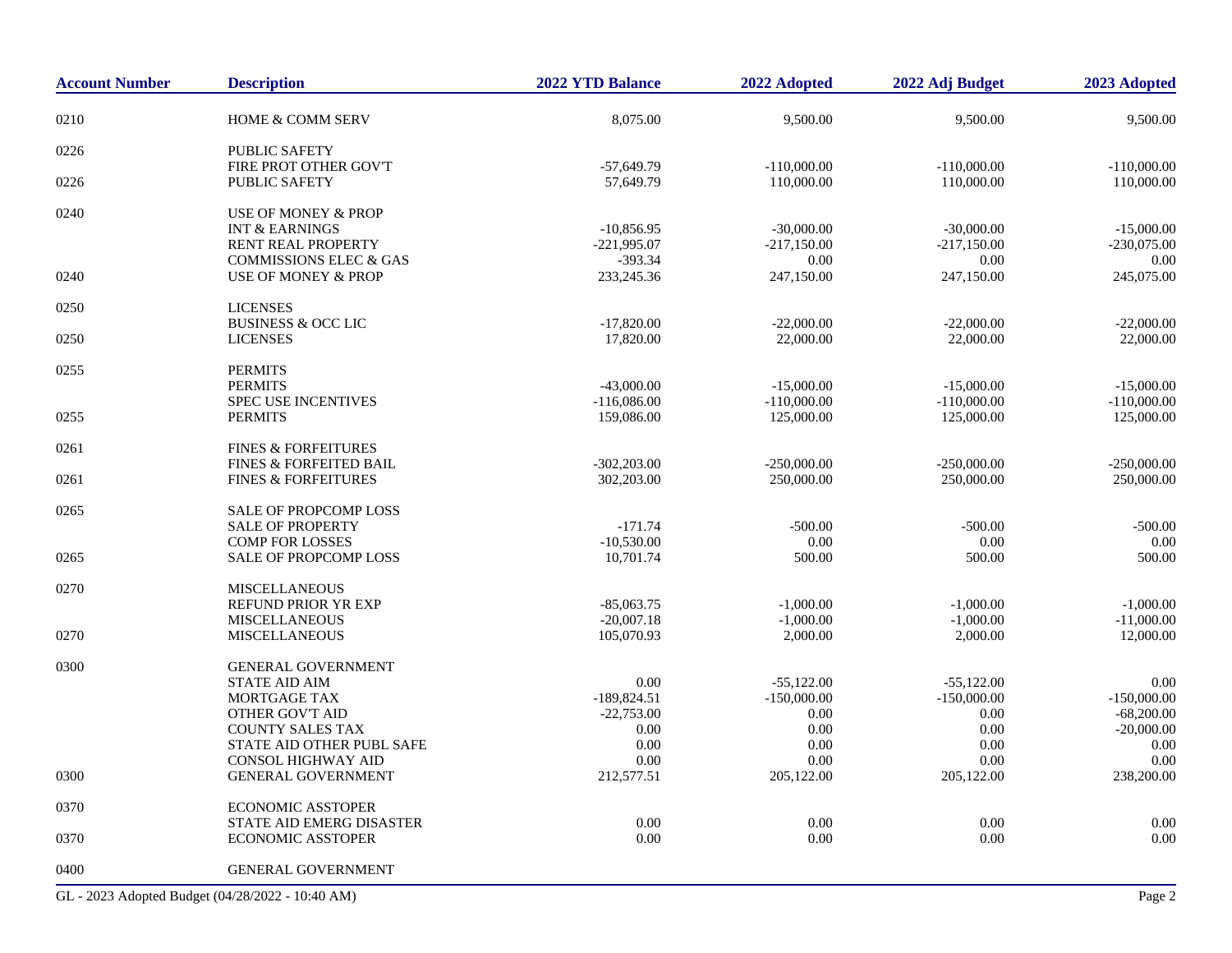| Account Number | Description | 2022 YTD Balance | 2022 Adopted | 2022 Adj Budget | 2023 Adopted |
|---|---|---|---|---|---|
| 0210 | HOME & COMM SERV | 8,075.00 | 9,500.00 | 9,500.00 | 9,500.00 |
| 0226 | PUBLIC SAFETY | | | | |
| | FIRE PROT OTHER GOV'T | -57,649.79 | -110,000.00 | -110,000.00 | -110,000.00 |
| 0226 | PUBLIC SAFETY | 57,649.79 | 110,000.00 | 110,000.00 | 110,000.00 |
| 0240 | USE OF MONEY & PROP | | | | |
| | INT & EARNINGS | -10,856.95 | -30,000.00 | -30,000.00 | -15,000.00 |
| | RENT REAL PROPERTY | -221,995.07 | -217,150.00 | -217,150.00 | -230,075.00 |
| | COMMISSIONS ELEC & GAS | -393.34 | 0.00 | 0.00 | 0.00 |
| 0240 | USE OF MONEY & PROP | 233,245.36 | 247,150.00 | 247,150.00 | 245,075.00 |
| 0250 | LICENSES | | | | |
| | BUSINESS & OCC LIC | -17,820.00 | -22,000.00 | -22,000.00 | -22,000.00 |
| 0250 | LICENSES | 17,820.00 | 22,000.00 | 22,000.00 | 22,000.00 |
| 0255 | PERMITS | | | | |
| | PERMITS | -43,000.00 | -15,000.00 | -15,000.00 | -15,000.00 |
| | SPEC USE INCENTIVES | -116,086.00 | -110,000.00 | -110,000.00 | -110,000.00 |
| 0255 | PERMITS | 159,086.00 | 125,000.00 | 125,000.00 | 125,000.00 |
| 0261 | FINES & FORFEITURES | | | | |
| | FINES & FORFEITED BAIL | -302,203.00 | -250,000.00 | -250,000.00 | -250,000.00 |
| 0261 | FINES & FORFEITURES | 302,203.00 | 250,000.00 | 250,000.00 | 250,000.00 |
| 0265 | SALE OF PROPCOMP LOSS | | | | |
| | SALE OF PROPERTY | -171.74 | -500.00 | -500.00 | -500.00 |
| | COMP FOR LOSSES | -10,530.00 | 0.00 | 0.00 | 0.00 |
| 0265 | SALE OF PROPCOMP LOSS | 10,701.74 | 500.00 | 500.00 | 500.00 |
| 0270 | MISCELLANEOUS | | | | |
| | REFUND PRIOR YR EXP | -85,063.75 | -1,000.00 | -1,000.00 | -1,000.00 |
| | MISCELLANEOUS | -20,007.18 | -1,000.00 | -1,000.00 | -11,000.00 |
| 0270 | MISCELLANEOUS | 105,070.93 | 2,000.00 | 2,000.00 | 12,000.00 |
| 0300 | GENERAL GOVERNMENT | | | | |
| | STATE AID AIM | 0.00 | -55,122.00 | -55,122.00 | 0.00 |
| | MORTGAGE TAX | -189,824.51 | -150,000.00 | -150,000.00 | -150,000.00 |
| | OTHER GOV'T AID | -22,753.00 | 0.00 | 0.00 | -68,200.00 |
| | COUNTY SALES TAX | 0.00 | 0.00 | 0.00 | -20,000.00 |
| | STATE AID OTHER PUBL SAFE | 0.00 | 0.00 | 0.00 | 0.00 |
| | CONSOL HIGHWAY AID | 0.00 | 0.00 | 0.00 | 0.00 |
| 0300 | GENERAL GOVERNMENT | 212,577.51 | 205,122.00 | 205,122.00 | 238,200.00 |
| 0370 | ECONOMIC ASSTOPER | | | | |
| | STATE AID EMERG DISASTER | 0.00 | 0.00 | 0.00 | 0.00 |
| 0370 | ECONOMIC ASSTOPER | 0.00 | 0.00 | 0.00 | 0.00 |
| 0400 | GENERAL GOVERNMENT | | | | |

GL - 2023 Adopted Budget (04/28/2022 - 10:40 AM)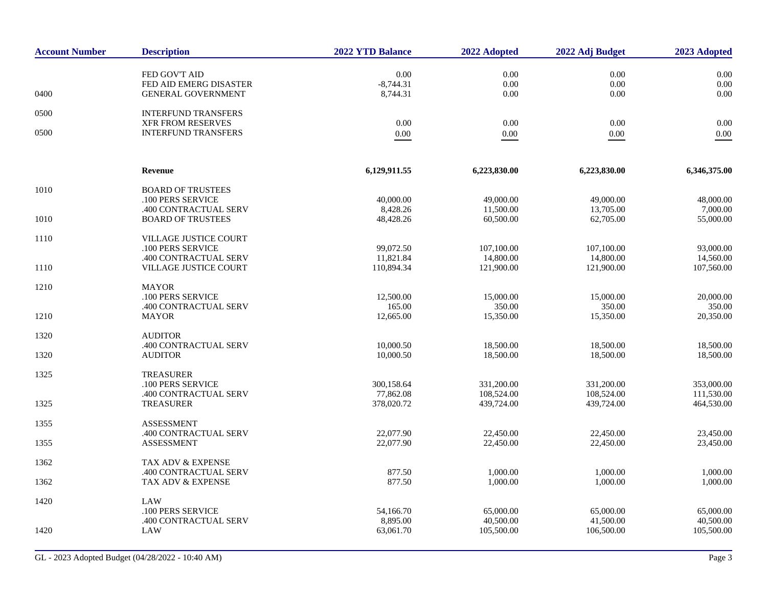| Account Number | Description | 2022 YTD Balance | 2022 Adopted | 2022 Adj Budget | 2023 Adopted |
|---|---|---|---|---|---|
| | FED GOV'T AID | 0.00 | 0.00 | 0.00 | 0.00 |
| | FED AID EMERG DISASTER | -8,744.31 | 0.00 | 0.00 | 0.00 |
| 0400 | GENERAL GOVERNMENT | 8,744.31 | 0.00 | 0.00 | 0.00 |
| 0500 | INTERFUND TRANSFERS | | | | |
| | XFR FROM RESERVES | 0.00 | 0.00 | 0.00 | 0.00 |
| 0500 | INTERFUND TRANSFERS | 0.00 | 0.00 | 0.00 | 0.00 |
| | **Revenue** | **6,129,911.55** | **6,223,830.00** | **6,223,830.00** | **6,346,375.00** |
| 1010 | BOARD OF TRUSTEES | | | | |
| | .100 PERS SERVICE | 40,000.00 | 49,000.00 | 49,000.00 | 48,000.00 |
| | .400 CONTRACTUAL SERV | 8,428.26 | 11,500.00 | 13,705.00 | 7,000.00 |
| 1010 | BOARD OF TRUSTEES | 48,428.26 | 60,500.00 | 62,705.00 | 55,000.00 |
| 1110 | VILLAGE JUSTICE COURT | | | | |
| | .100 PERS SERVICE | 99,072.50 | 107,100.00 | 107,100.00 | 93,000.00 |
| | .400 CONTRACTUAL SERV | 11,821.84 | 14,800.00 | 14,800.00 | 14,560.00 |
| 1110 | VILLAGE JUSTICE COURT | 110,894.34 | 121,900.00 | 121,900.00 | 107,560.00 |
| 1210 | MAYOR | | | | |
| | .100 PERS SERVICE | 12,500.00 | 15,000.00 | 15,000.00 | 20,000.00 |
| | .400 CONTRACTUAL SERV | 165.00 | 350.00 | 350.00 | 350.00 |
| 1210 | MAYOR | 12,665.00 | 15,350.00 | 15,350.00 | 20,350.00 |
| 1320 | AUDITOR | | | | |
| | .400 CONTRACTUAL SERV | 10,000.50 | 18,500.00 | 18,500.00 | 18,500.00 |
| 1320 | AUDITOR | 10,000.50 | 18,500.00 | 18,500.00 | 18,500.00 |
| 1325 | TREASURER | | | | |
| | .100 PERS SERVICE | 300,158.64 | 331,200.00 | 331,200.00 | 353,000.00 |
| | .400 CONTRACTUAL SERV | 77,862.08 | 108,524.00 | 108,524.00 | 111,530.00 |
| 1325 | TREASURER | 378,020.72 | 439,724.00 | 439,724.00 | 464,530.00 |
| 1355 | ASSESSMENT | | | | |
| | .400 CONTRACTUAL SERV | 22,077.90 | 22,450.00 | 22,450.00 | 23,450.00 |
| 1355 | ASSESSMENT | 22,077.90 | 22,450.00 | 22,450.00 | 23,450.00 |
| 1362 | TAX ADV & EXPENSE | | | | |
| | .400 CONTRACTUAL SERV | 877.50 | 1,000.00 | 1,000.00 | 1,000.00 |
| 1362 | TAX ADV & EXPENSE | 877.50 | 1,000.00 | 1,000.00 | 1,000.00 |
| 1420 | LAW | | | | |
| | .100 PERS SERVICE | 54,166.70 | 65,000.00 | 65,000.00 | 65,000.00 |
| | .400 CONTRACTUAL SERV | 8,895.00 | 40,500.00 | 41,500.00 | 40,500.00 |
| 1420 | LAW | 63,061.70 | 105,500.00 | 106,500.00 | 105,500.00 |

GL - 2023 Adopted Budget (04/28/2022 - 10:40 AM)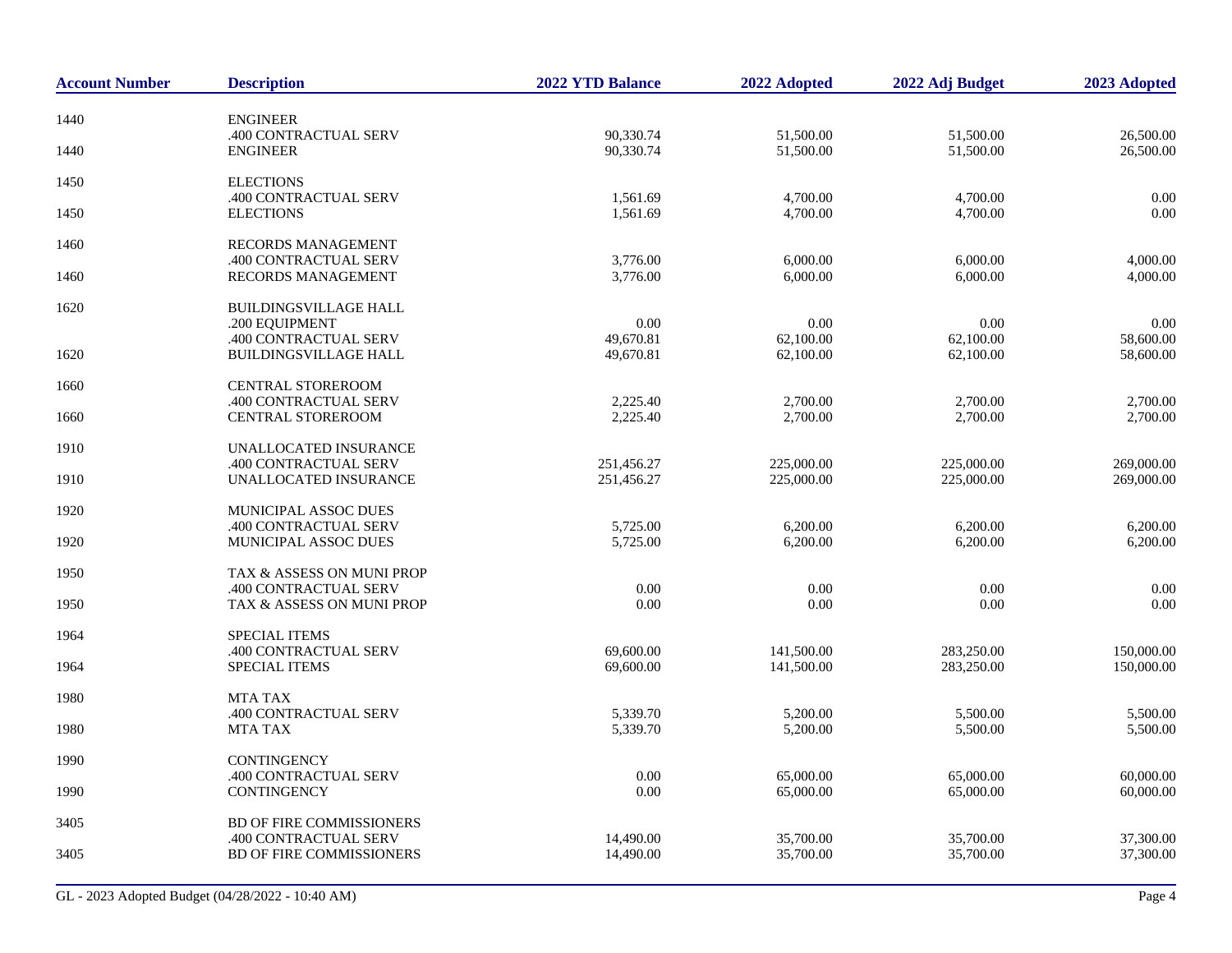| Account Number | Description | 2022 YTD Balance | 2022 Adopted | 2022 Adj Budget | 2023 Adopted |
|---|---|---|---|---|---|
| 1440 | ENGINEER | | | | |
| | .400 CONTRACTUAL SERV | 90,330.74 | 51,500.00 | 51,500.00 | 26,500.00 |
| 1440 | ENGINEER | 90,330.74 | 51,500.00 | 51,500.00 | 26,500.00 |
| 1450 | ELECTIONS | | | | |
| | .400 CONTRACTUAL SERV | 1,561.69 | 4,700.00 | 4,700.00 | 0.00 |
| 1450 | ELECTIONS | 1,561.69 | 4,700.00 | 4,700.00 | 0.00 |
| 1460 | RECORDS MANAGEMENT | | | | |
| | .400 CONTRACTUAL SERV | 3,776.00 | 6,000.00 | 6,000.00 | 4,000.00 |
| 1460 | RECORDS MANAGEMENT | 3,776.00 | 6,000.00 | 6,000.00 | 4,000.00 |
| 1620 | BUILDINGSVILLAGE HALL | | | | |
| | .200 EQUIPMENT | 0.00 | 0.00 | 0.00 | 0.00 |
| | .400 CONTRACTUAL SERV | 49,670.81 | 62,100.00 | 62,100.00 | 58,600.00 |
| 1620 | BUILDINGSVILLAGE HALL | 49,670.81 | 62,100.00 | 62,100.00 | 58,600.00 |
| 1660 | CENTRAL STOREROOM | | | | |
| | .400 CONTRACTUAL SERV | 2,225.40 | 2,700.00 | 2,700.00 | 2,700.00 |
| 1660 | CENTRAL STOREROOM | 2,225.40 | 2,700.00 | 2,700.00 | 2,700.00 |
| 1910 | UNALLOCATED INSURANCE | | | | |
| | .400 CONTRACTUAL SERV | 251,456.27 | 225,000.00 | 225,000.00 | 269,000.00 |
| 1910 | UNALLOCATED INSURANCE | 251,456.27 | 225,000.00 | 225,000.00 | 269,000.00 |
| 1920 | MUNICIPAL ASSOC DUES | | | | |
| | .400 CONTRACTUAL SERV | 5,725.00 | 6,200.00 | 6,200.00 | 6,200.00 |
| 1920 | MUNICIPAL ASSOC DUES | 5,725.00 | 6,200.00 | 6,200.00 | 6,200.00 |
| 1950 | TAX & ASSESS ON MUNI PROP | | | | |
| | .400 CONTRACTUAL SERV | 0.00 | 0.00 | 0.00 | 0.00 |
| 1950 | TAX & ASSESS ON MUNI PROP | 0.00 | 0.00 | 0.00 | 0.00 |
| 1964 | SPECIAL ITEMS | | | | |
| | .400 CONTRACTUAL SERV | 69,600.00 | 141,500.00 | 283,250.00 | 150,000.00 |
| 1964 | SPECIAL ITEMS | 69,600.00 | 141,500.00 | 283,250.00 | 150,000.00 |
| 1980 | MTA TAX | | | | |
| | .400 CONTRACTUAL SERV | 5,339.70 | 5,200.00 | 5,500.00 | 5,500.00 |
| 1980 | MTA TAX | 5,339.70 | 5,200.00 | 5,500.00 | 5,500.00 |
| 1990 | CONTINGENCY | | | | |
| | .400 CONTRACTUAL SERV | 0.00 | 65,000.00 | 65,000.00 | 60,000.00 |
| 1990 | CONTINGENCY | 0.00 | 65,000.00 | 65,000.00 | 60,000.00 |
| 3405 | BD OF FIRE COMMISSIONERS | | | | |
| | .400 CONTRACTUAL SERV | 14,490.00 | 35,700.00 | 35,700.00 | 37,300.00 |
| 3405 | BD OF FIRE COMMISSIONERS | 14,490.00 | 35,700.00 | 35,700.00 | 37,300.00 |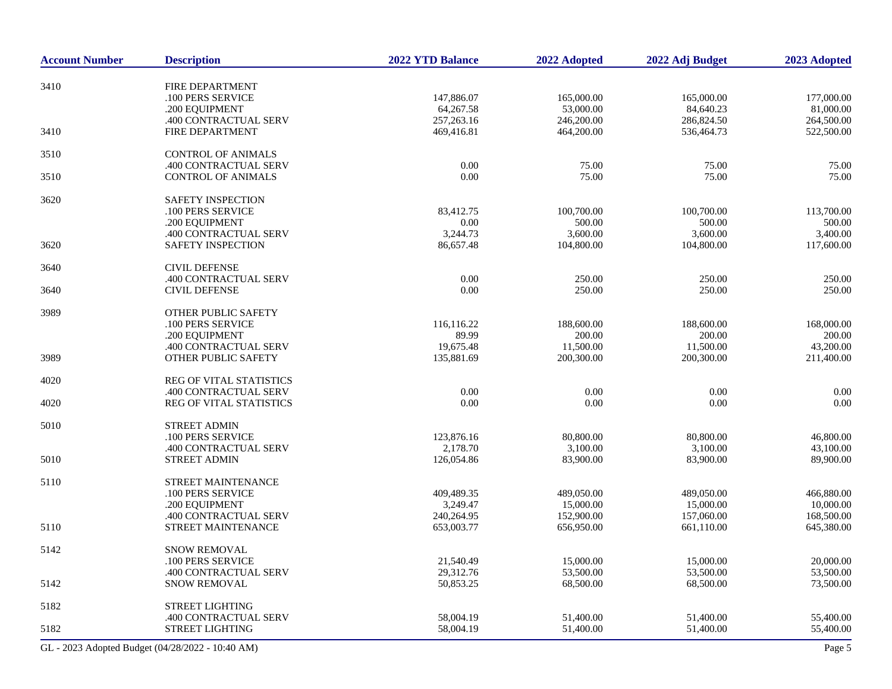| Account Number | Description | 2022 YTD Balance | 2022 Adopted | 2022 Adj Budget | 2023 Adopted |
|---|---|---|---|---|---|
| 3410 | FIRE DEPARTMENT | | | | |
| | .100 PERS SERVICE | 147,886.07 | 165,000.00 | 165,000.00 | 177,000.00 |
| | .200 EQUIPMENT | 64,267.58 | 53,000.00 | 84,640.23 | 81,000.00 |
| | .400 CONTRACTUAL SERV | 257,263.16 | 246,200.00 | 286,824.50 | 264,500.00 |
| 3410 | FIRE DEPARTMENT | 469,416.81 | 464,200.00 | 536,464.73 | 522,500.00 |
| 3510 | CONTROL OF ANIMALS | | | | |
| | .400 CONTRACTUAL SERV | 0.00 | 75.00 | 75.00 | 75.00 |
| 3510 | CONTROL OF ANIMALS | 0.00 | 75.00 | 75.00 | 75.00 |
| 3620 | SAFETY INSPECTION | | | | |
| | .100 PERS SERVICE | 83,412.75 | 100,700.00 | 100,700.00 | 113,700.00 |
| | .200 EQUIPMENT | 0.00 | 500.00 | 500.00 | 500.00 |
| | .400 CONTRACTUAL SERV | 3,244.73 | 3,600.00 | 3,600.00 | 3,400.00 |
| 3620 | SAFETY INSPECTION | 86,657.48 | 104,800.00 | 104,800.00 | 117,600.00 |
| 3640 | CIVIL DEFENSE | | | | |
| | .400 CONTRACTUAL SERV | 0.00 | 250.00 | 250.00 | 250.00 |
| 3640 | CIVIL DEFENSE | 0.00 | 250.00 | 250.00 | 250.00 |
| 3989 | OTHER PUBLIC SAFETY | | | | |
| | .100 PERS SERVICE | 116,116.22 | 188,600.00 | 188,600.00 | 168,000.00 |
| | .200 EQUIPMENT | 89.99 | 200.00 | 200.00 | 200.00 |
| | .400 CONTRACTUAL SERV | 19,675.48 | 11,500.00 | 11,500.00 | 43,200.00 |
| 3989 | OTHER PUBLIC SAFETY | 135,881.69 | 200,300.00 | 200,300.00 | 211,400.00 |
| 4020 | REG OF VITAL STATISTICS | | | | |
| | .400 CONTRACTUAL SERV | 0.00 | 0.00 | 0.00 | 0.00 |
| 4020 | REG OF VITAL STATISTICS | 0.00 | 0.00 | 0.00 | 0.00 |
| 5010 | STREET ADMIN | | | | |
| | .100 PERS SERVICE | 123,876.16 | 80,800.00 | 80,800.00 | 46,800.00 |
| | .400 CONTRACTUAL SERV | 2,178.70 | 3,100.00 | 3,100.00 | 43,100.00 |
| 5010 | STREET ADMIN | 126,054.86 | 83,900.00 | 83,900.00 | 89,900.00 |
| 5110 | STREET MAINTENANCE | | | | |
| | .100 PERS SERVICE | 409,489.35 | 489,050.00 | 489,050.00 | 466,880.00 |
| | .200 EQUIPMENT | 3,249.47 | 15,000.00 | 15,000.00 | 10,000.00 |
| | .400 CONTRACTUAL SERV | 240,264.95 | 152,900.00 | 157,060.00 | 168,500.00 |
| 5110 | STREET MAINTENANCE | 653,003.77 | 656,950.00 | 661,110.00 | 645,380.00 |
| 5142 | SNOW REMOVAL | | | | |
| | .100 PERS SERVICE | 21,540.49 | 15,000.00 | 15,000.00 | 20,000.00 |
| | .400 CONTRACTUAL SERV | 29,312.76 | 53,500.00 | 53,500.00 | 53,500.00 |
| 5142 | SNOW REMOVAL | 50,853.25 | 68,500.00 | 68,500.00 | 73,500.00 |
| 5182 | STREET LIGHTING | | | | |
| | .400 CONTRACTUAL SERV | 58,004.19 | 51,400.00 | 51,400.00 | 55,400.00 |
| 5182 | STREET LIGHTING | 58,004.19 | 51,400.00 | 51,400.00 | 55,400.00 |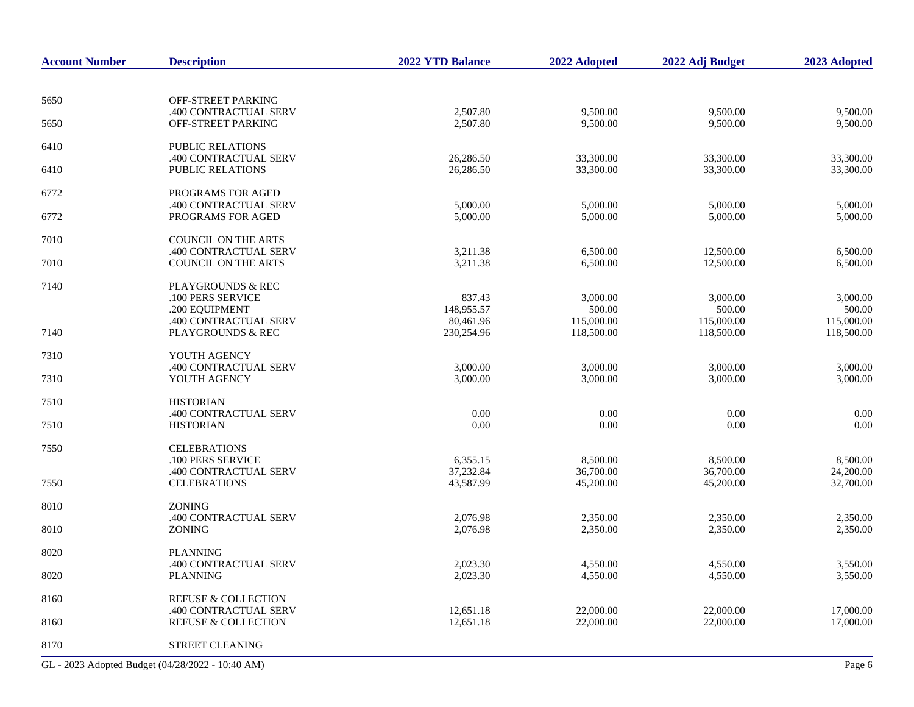| Account Number | Description | 2022 YTD Balance | 2022 Adopted | 2022 Adj Budget | 2023 Adopted |
|---|---|---|---|---|---|
| 5650 | OFF-STREET PARKING | | | | |
| | .400 CONTRACTUAL SERV | 2,507.80 | 9,500.00 | 9,500.00 | 9,500.00 |
| 5650 | OFF-STREET PARKING | 2,507.80 | 9,500.00 | 9,500.00 | 9,500.00 |
| 6410 | PUBLIC RELATIONS | | | | |
| | .400 CONTRACTUAL SERV | 26,286.50 | 33,300.00 | 33,300.00 | 33,300.00 |
| 6410 | PUBLIC RELATIONS | 26,286.50 | 33,300.00 | 33,300.00 | 33,300.00 |
| 6772 | PROGRAMS FOR AGED | | | | |
| | .400 CONTRACTUAL SERV | 5,000.00 | 5,000.00 | 5,000.00 | 5,000.00 |
| 6772 | PROGRAMS FOR AGED | 5,000.00 | 5,000.00 | 5,000.00 | 5,000.00 |
| 7010 | COUNCIL ON THE ARTS | | | | |
| | .400 CONTRACTUAL SERV | 3,211.38 | 6,500.00 | 12,500.00 | 6,500.00 |
| 7010 | COUNCIL ON THE ARTS | 3,211.38 | 6,500.00 | 12,500.00 | 6,500.00 |
| 7140 | PLAYGROUNDS & REC | | | | |
| | .100 PERS SERVICE | 837.43 | 3,000.00 | 3,000.00 | 3,000.00 |
| | .200 EQUIPMENT | 148,955.57 | 500.00 | 500.00 | 500.00 |
| | .400 CONTRACTUAL SERV | 80,461.96 | 115,000.00 | 115,000.00 | 115,000.00 |
| 7140 | PLAYGROUNDS & REC | 230,254.96 | 118,500.00 | 118,500.00 | 118,500.00 |
| 7310 | YOUTH AGENCY | | | | |
| | .400 CONTRACTUAL SERV | 3,000.00 | 3,000.00 | 3,000.00 | 3,000.00 |
| 7310 | YOUTH AGENCY | 3,000.00 | 3,000.00 | 3,000.00 | 3,000.00 |
| 7510 | HISTORIAN | | | | |
| | .400 CONTRACTUAL SERV | 0.00 | 0.00 | 0.00 | 0.00 |
| 7510 | HISTORIAN | 0.00 | 0.00 | 0.00 | 0.00 |
| 7550 | CELEBRATIONS | | | | |
| | .100 PERS SERVICE | 6,355.15 | 8,500.00 | 8,500.00 | 8,500.00 |
| | .400 CONTRACTUAL SERV | 37,232.84 | 36,700.00 | 36,700.00 | 24,200.00 |
| 7550 | CELEBRATIONS | 43,587.99 | 45,200.00 | 45,200.00 | 32,700.00 |
| 8010 | ZONING | | | | |
| | .400 CONTRACTUAL SERV | 2,076.98 | 2,350.00 | 2,350.00 | 2,350.00 |
| 8010 | ZONING | 2,076.98 | 2,350.00 | 2,350.00 | 2,350.00 |
| 8020 | PLANNING | | | | |
| | .400 CONTRACTUAL SERV | 2,023.30 | 4,550.00 | 4,550.00 | 3,550.00 |
| 8020 | PLANNING | 2,023.30 | 4,550.00 | 4,550.00 | 3,550.00 |
| 8160 | REFUSE & COLLECTION | | | | |
| | .400 CONTRACTUAL SERV | 12,651.18 | 22,000.00 | 22,000.00 | 17,000.00 |
| 8160 | REFUSE & COLLECTION | 12,651.18 | 22,000.00 | 22,000.00 | 17,000.00 |
| 8170 | STREET CLEANING | | | | |

GL - 2023 Adopted Budget (04/28/2022 - 10:40 AM)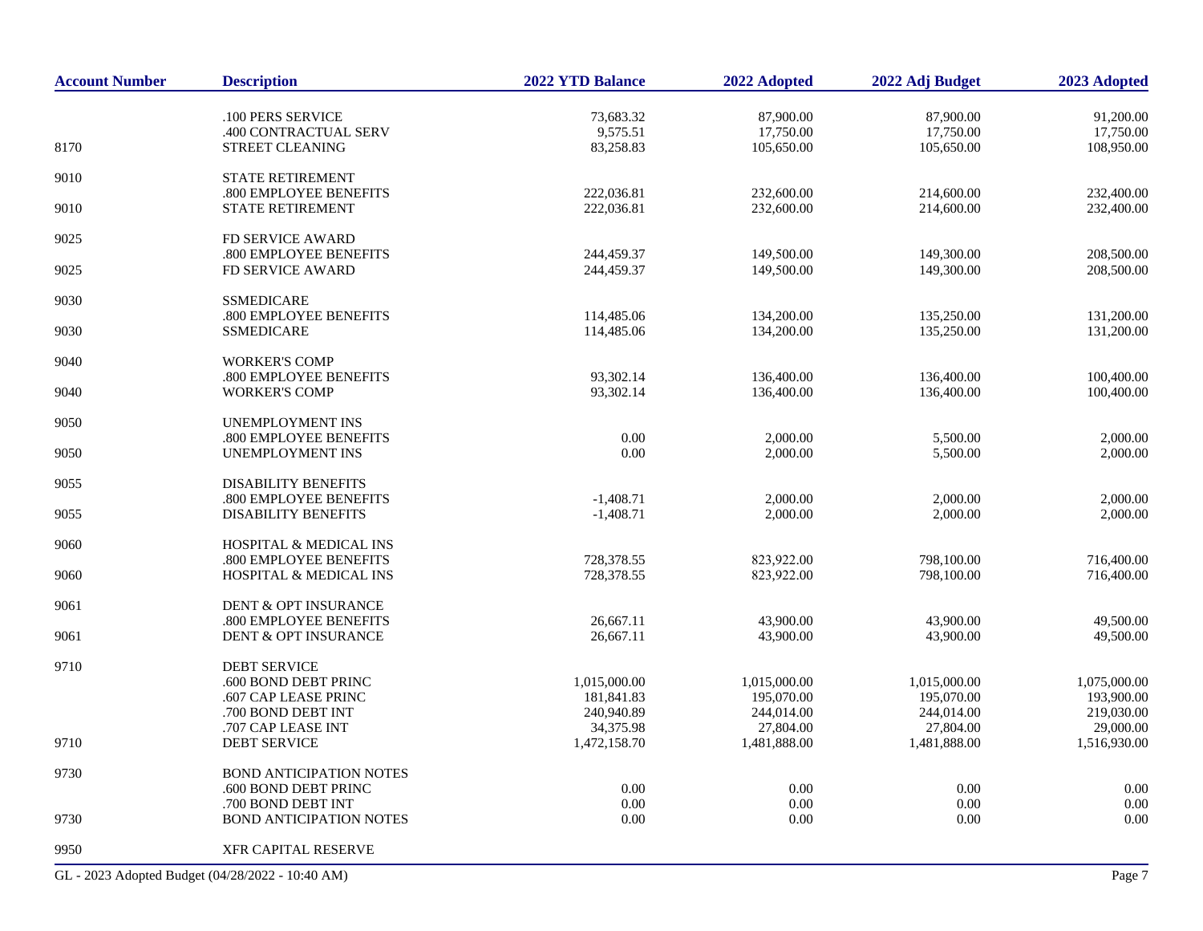| Account Number | Description | 2022 YTD Balance | 2022 Adopted | 2022 Adj Budget | 2023 Adopted |
|---|---|---|---|---|---|
| | .100 PERS SERVICE | 73,683.32 | 87,900.00 | 87,900.00 | 91,200.00 |
| | .400 CONTRACTUAL SERV | 9,575.51 | 17,750.00 | 17,750.00 | 17,750.00 |
| 8170 | STREET CLEANING | 83,258.83 | 105,650.00 | 105,650.00 | 108,950.00 |
| 9010 | STATE RETIREMENT | | | | |
| | .800 EMPLOYEE BENEFITS | 222,036.81 | 232,600.00 | 214,600.00 | 232,400.00 |
| 9010 | STATE RETIREMENT | 222,036.81 | 232,600.00 | 214,600.00 | 232,400.00 |
| 9025 | FD SERVICE AWARD | | | | |
| | .800 EMPLOYEE BENEFITS | 244,459.37 | 149,500.00 | 149,300.00 | 208,500.00 |
| 9025 | FD SERVICE AWARD | 244,459.37 | 149,500.00 | 149,300.00 | 208,500.00 |
| 9030 | SSMEDICARE | | | | |
| | .800 EMPLOYEE BENEFITS | 114,485.06 | 134,200.00 | 135,250.00 | 131,200.00 |
| 9030 | SSMEDICARE | 114,485.06 | 134,200.00 | 135,250.00 | 131,200.00 |
| 9040 | WORKER'S COMP | | | | |
| | .800 EMPLOYEE BENEFITS | 93,302.14 | 136,400.00 | 136,400.00 | 100,400.00 |
| 9040 | WORKER'S COMP | 93,302.14 | 136,400.00 | 136,400.00 | 100,400.00 |
| 9050 | UNEMPLOYMENT INS | | | | |
| | .800 EMPLOYEE BENEFITS | 0.00 | 2,000.00 | 5,500.00 | 2,000.00 |
| 9050 | UNEMPLOYMENT INS | 0.00 | 2,000.00 | 5,500.00 | 2,000.00 |
| 9055 | DISABILITY BENEFITS | | | | |
| | .800 EMPLOYEE BENEFITS | -1,408.71 | 2,000.00 | 2,000.00 | 2,000.00 |
| 9055 | DISABILITY BENEFITS | -1,408.71 | 2,000.00 | 2,000.00 | 2,000.00 |
| 9060 | HOSPITAL & MEDICAL INS | | | | |
| | .800 EMPLOYEE BENEFITS | 728,378.55 | 823,922.00 | 798,100.00 | 716,400.00 |
| 9060 | HOSPITAL & MEDICAL INS | 728,378.55 | 823,922.00 | 798,100.00 | 716,400.00 |
| 9061 | DENT & OPT INSURANCE | | | | |
| | .800 EMPLOYEE BENEFITS | 26,667.11 | 43,900.00 | 43,900.00 | 49,500.00 |
| 9061 | DENT & OPT INSURANCE | 26,667.11 | 43,900.00 | 43,900.00 | 49,500.00 |
| 9710 | DEBT SERVICE | | | | |
| | .600 BOND DEBT PRINC | 1,015,000.00 | 1,015,000.00 | 1,015,000.00 | 1,075,000.00 |
| | .607 CAP LEASE PRINC | 181,841.83 | 195,070.00 | 195,070.00 | 193,900.00 |
| | .700 BOND DEBT INT | 240,940.89 | 244,014.00 | 244,014.00 | 219,030.00 |
| | .707 CAP LEASE INT | 34,375.98 | 27,804.00 | 27,804.00 | 29,000.00 |
| 9710 | DEBT SERVICE | 1,472,158.70 | 1,481,888.00 | 1,481,888.00 | 1,516,930.00 |
| 9730 | BOND ANTICIPATION NOTES | | | | |
| | .600 BOND DEBT PRINC | 0.00 | 0.00 | 0.00 | 0.00 |
| | .700 BOND DEBT INT | 0.00 | 0.00 | 0.00 | 0.00 |
| 9730 | BOND ANTICIPATION NOTES | 0.00 | 0.00 | 0.00 | 0.00 |
| 9950 | XFR CAPITAL RESERVE | | | | |

GL - 2023 Adopted Budget (04/28/2022 - 10:40 AM)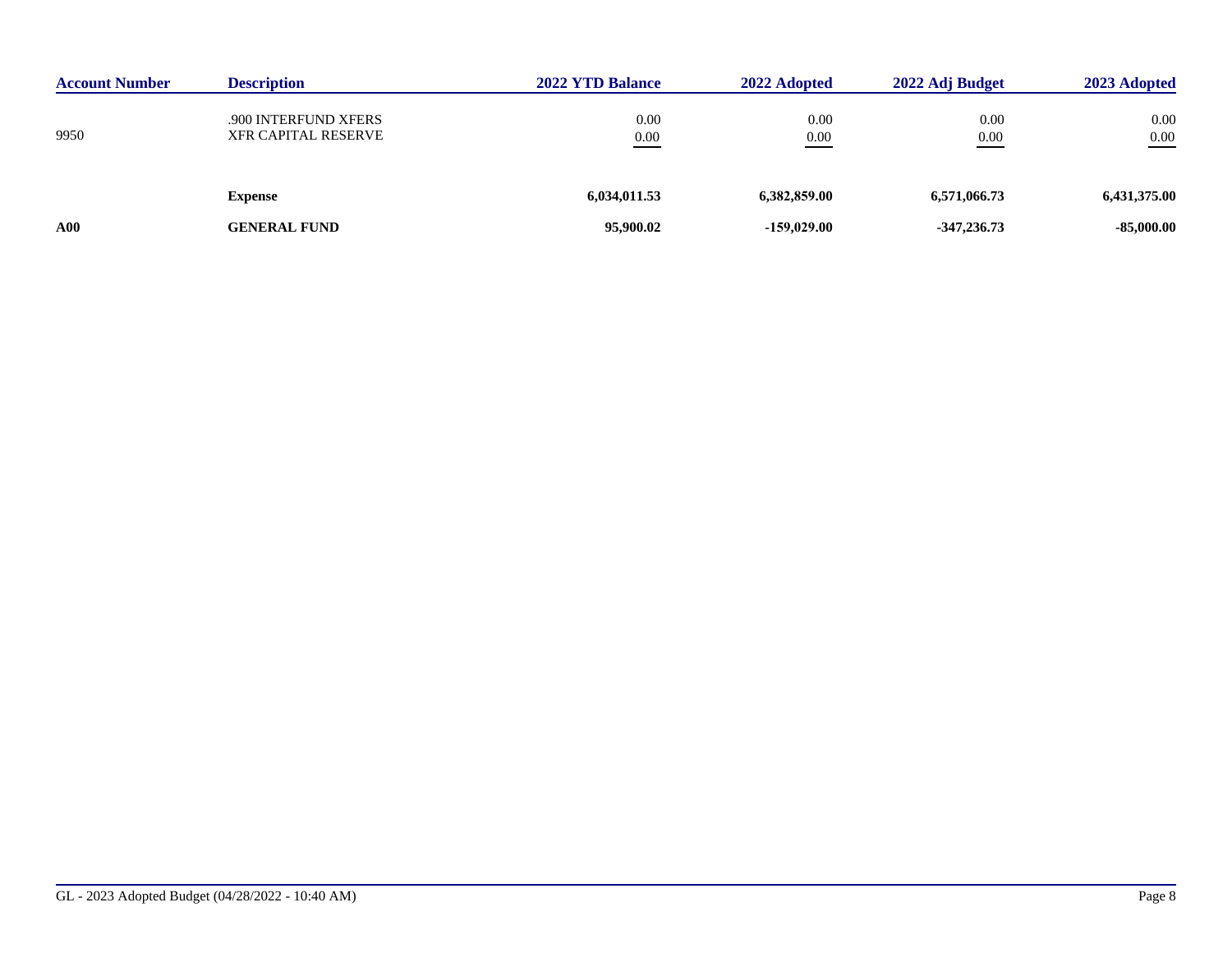| Account Number | Description | 2022 YTD Balance | 2022 Adopted | 2022 Adj Budget | 2023 Adopted |
|---|---|---|---|---|---|
| | .900 INTERFUND XFERS | 0.00 | 0.00 | 0.00 | 0.00 |
| 9950 | XFR CAPITAL RESERVE | 0.00 | 0.00 | 0.00 | 0.00 |
| | **Expense** | **6,034,011.53** | **6,382,859.00** | **6,571,066.73** | **6,431,375.00** |
| **A00** | **GENERAL FUND** | **95,900.02** | **-159,029.00** | **-347,236.73** | **-85,000.00** |

GL - 2023 Adopted Budget (04/28/2022 - 10:40 AM)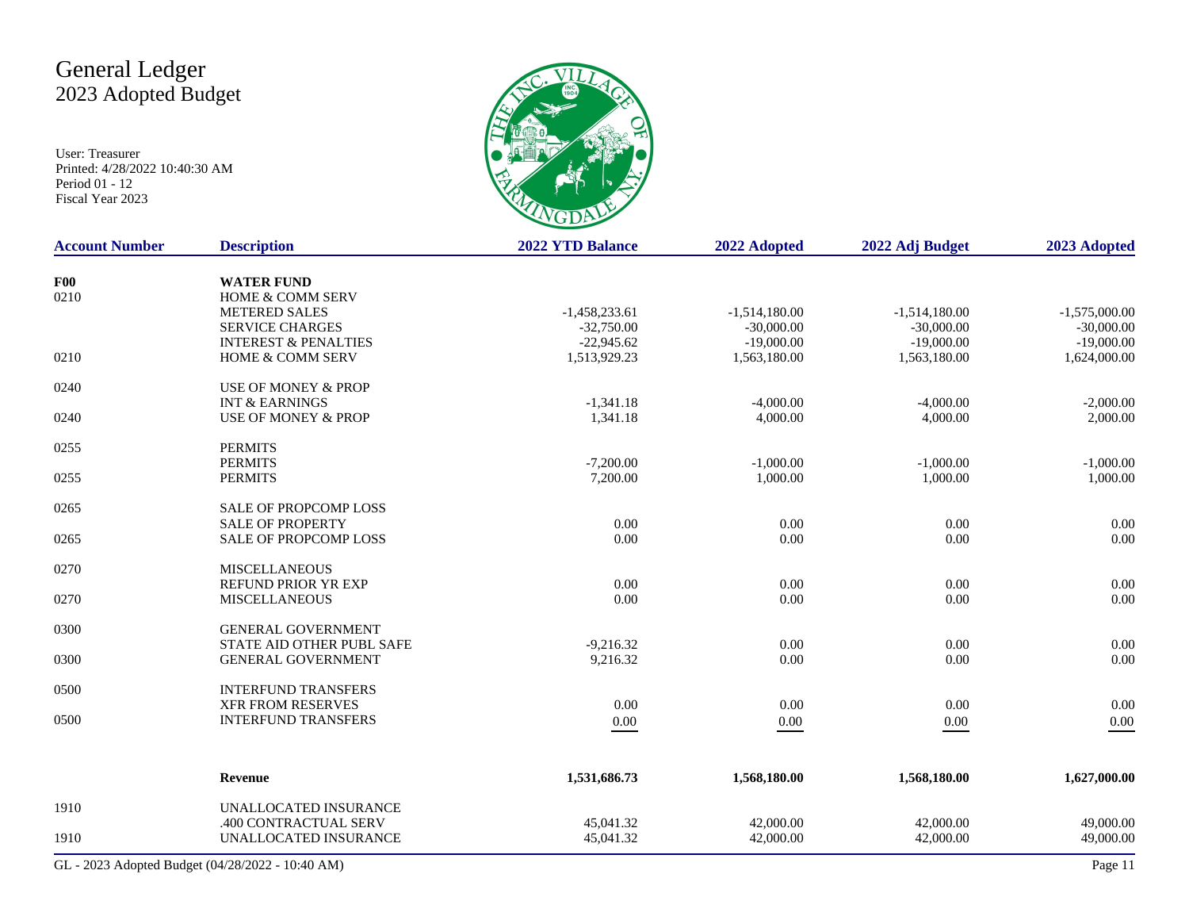# General Ledger
## 2023 Adopted Budget

User: Treasurer
Printed: 4/28/2022 10:40:30 AM
Period 01 - 12
Fiscal Year 2023

| Account Number | Description | 2022 YTD Balance | 2022 Adopted | 2022 Adj Budget | 2023 Adopted |
|---|---|---|---|---|---|
| **F00** | **WATER FUND** | | | | |
| 0210 | HOME & COMM SERV | | | | |
| | METERED SALES | -1,458,233.61 | -1,514,180.00 | -1,514,180.00 | -1,575,000.00 |
| | SERVICE CHARGES | -32,750.00 | -30,000.00 | -30,000.00 | -30,000.00 |
| | INTEREST & PENALTIES | -22,945.62 | -19,000.00 | -19,000.00 | -19,000.00 |
| 0210 | HOME & COMM SERV | 1,513,929.23 | 1,563,180.00 | 1,563,180.00 | 1,624,000.00 |
| 0240 | USE OF MONEY & PROP | | | | |
| | INT & EARNINGS | -1,341.18 | -4,000.00 | -4,000.00 | -2,000.00 |
| 0240 | USE OF MONEY & PROP | 1,341.18 | 4,000.00 | 4,000.00 | 2,000.00 |
| 0255 | PERMITS | | | | |
| | PERMITS | -7,200.00 | -1,000.00 | -1,000.00 | -1,000.00 |
| 0255 | PERMITS | 7,200.00 | 1,000.00 | 1,000.00 | 1,000.00 |
| 0265 | SALE OF PROPCOMP LOSS | | | | |
| | SALE OF PROPERTY | 0.00 | 0.00 | 0.00 | 0.00 |
| 0265 | SALE OF PROPCOMP LOSS | 0.00 | 0.00 | 0.00 | 0.00 |
| 0270 | MISCELLANEOUS | | | | |
| | REFUND PRIOR YR EXP | 0.00 | 0.00 | 0.00 | 0.00 |
| 0270 | MISCELLANEOUS | 0.00 | 0.00 | 0.00 | 0.00 |
| 0300 | GENERAL GOVERNMENT | | | | |
| | STATE AID OTHER PUBL SAFE | -9,216.32 | 0.00 | 0.00 | 0.00 |
| 0300 | GENERAL GOVERNMENT | 9,216.32 | 0.00 | 0.00 | 0.00 |
| 0500 | INTERFUND TRANSFERS | | | | |
| | XFR FROM RESERVES | 0.00 | 0.00 | 0.00 | 0.00 |
| 0500 | INTERFUND TRANSFERS | 0.00 | 0.00 | 0.00 | 0.00 |
| | **Revenue** | **1,531,686.73** | **1,568,180.00** | **1,568,180.00** | **1,627,000.00** |
| 1910 | UNALLOCATED INSURANCE | | | | |
| | .400 CONTRACTUAL SERV | 45,041.32 | 42,000.00 | 42,000.00 | 49,000.00 |
| 1910 | UNALLOCATED INSURANCE | 45,041.32 | 42,000.00 | 42,000.00 | 49,000.00 |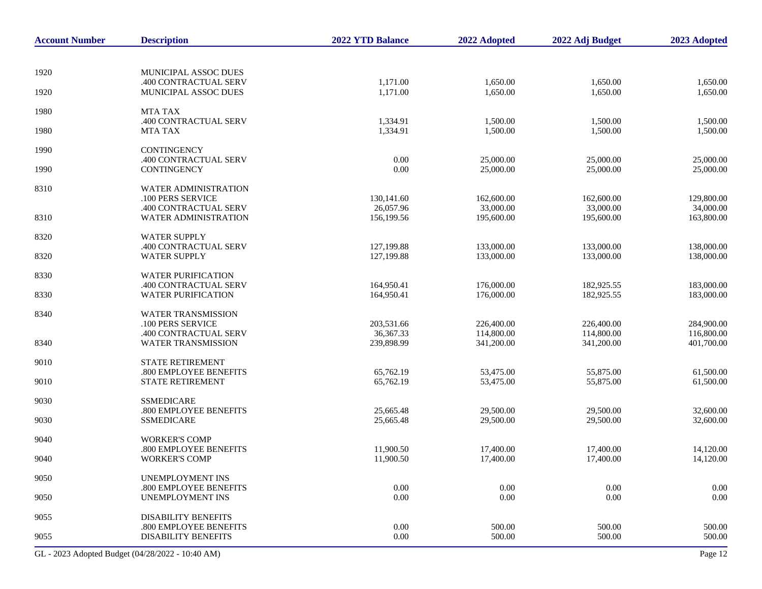| Account Number | Description | 2022 YTD Balance | 2022 Adopted | 2022 Adj Budget | 2023 Adopted |
|---|---|---|---|---|---|
| 1920 | MUNICIPAL ASSOC DUES | | | | |
| | .400 CONTRACTUAL SERV | 1,171.00 | 1,650.00 | 1,650.00 | 1,650.00 |
| 1920 | MUNICIPAL ASSOC DUES | 1,171.00 | 1,650.00 | 1,650.00 | 1,650.00 |
| 1980 | MTA TAX | | | | |
| | .400 CONTRACTUAL SERV | 1,334.91 | 1,500.00 | 1,500.00 | 1,500.00 |
| 1980 | MTA TAX | 1,334.91 | 1,500.00 | 1,500.00 | 1,500.00 |
| 1990 | CONTINGENCY | | | | |
| | .400 CONTRACTUAL SERV | 0.00 | 25,000.00 | 25,000.00 | 25,000.00 |
| 1990 | CONTINGENCY | 0.00 | 25,000.00 | 25,000.00 | 25,000.00 |
| 8310 | WATER ADMINISTRATION | | | | |
| | .100 PERS SERVICE | 130,141.60 | 162,600.00 | 162,600.00 | 129,800.00 |
| | .400 CONTRACTUAL SERV | 26,057.96 | 33,000.00 | 33,000.00 | 34,000.00 |
| 8310 | WATER ADMINISTRATION | 156,199.56 | 195,600.00 | 195,600.00 | 163,800.00 |
| 8320 | WATER SUPPLY | | | | |
| | .400 CONTRACTUAL SERV | 127,199.88 | 133,000.00 | 133,000.00 | 138,000.00 |
| 8320 | WATER SUPPLY | 127,199.88 | 133,000.00 | 133,000.00 | 138,000.00 |
| 8330 | WATER PURIFICATION | | | | |
| | .400 CONTRACTUAL SERV | 164,950.41 | 176,000.00 | 182,925.55 | 183,000.00 |
| 8330 | WATER PURIFICATION | 164,950.41 | 176,000.00 | 182,925.55 | 183,000.00 |
| 8340 | WATER TRANSMISSION | | | | |
| | .100 PERS SERVICE | 203,531.66 | 226,400.00 | 226,400.00 | 284,900.00 |
| | .400 CONTRACTUAL SERV | 36,367.33 | 114,800.00 | 114,800.00 | 116,800.00 |
| 8340 | WATER TRANSMISSION | 239,898.99 | 341,200.00 | 341,200.00 | 401,700.00 |
| 9010 | STATE RETIREMENT | | | | |
| | .800 EMPLOYEE BENEFITS | 65,762.19 | 53,475.00 | 55,875.00 | 61,500.00 |
| 9010 | STATE RETIREMENT | 65,762.19 | 53,475.00 | 55,875.00 | 61,500.00 |
| 9030 | SSMEDICARE | | | | |
| | .800 EMPLOYEE BENEFITS | 25,665.48 | 29,500.00 | 29,500.00 | 32,600.00 |
| 9030 | SSMEDICARE | 25,665.48 | 29,500.00 | 29,500.00 | 32,600.00 |
| 9040 | WORKER'S COMP | | | | |
| | .800 EMPLOYEE BENEFITS | 11,900.50 | 17,400.00 | 17,400.00 | 14,120.00 |
| 9040 | WORKER'S COMP | 11,900.50 | 17,400.00 | 17,400.00 | 14,120.00 |
| 9050 | UNEMPLOYMENT INS | | | | |
| | .800 EMPLOYEE BENEFITS | 0.00 | 0.00 | 0.00 | 0.00 |
| 9050 | UNEMPLOYMENT INS | 0.00 | 0.00 | 0.00 | 0.00 |
| 9055 | DISABILITY BENEFITS | | | | |
| | .800 EMPLOYEE BENEFITS | 0.00 | 500.00 | 500.00 | 500.00 |
| 9055 | DISABILITY BENEFITS | 0.00 | 500.00 | 500.00 | 500.00 |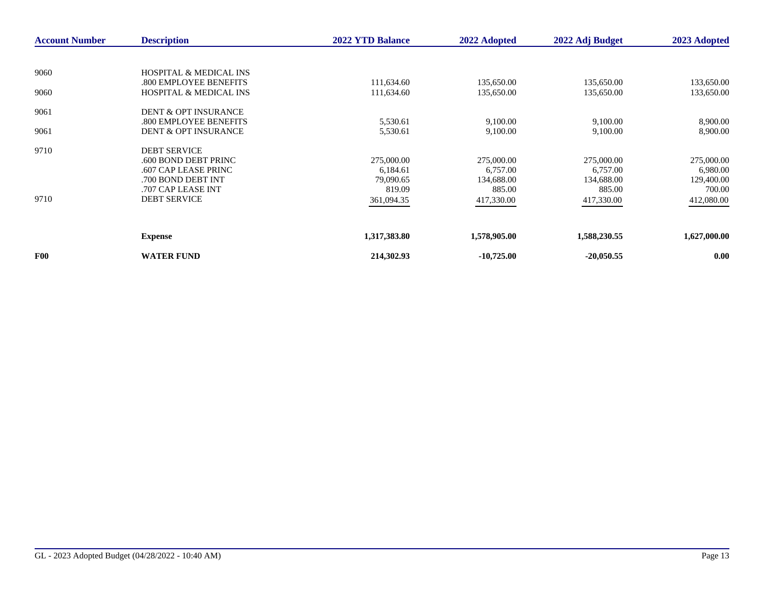| Account Number | Description | 2022 YTD Balance | 2022 Adopted | 2022 Adj Budget | 2023 Adopted |
|---|---|---|---|---|---|
| 9060 | HOSPITAL & MEDICAL INS | | | | |
| | .800 EMPLOYEE BENEFITS | 111,634.60 | 135,650.00 | 135,650.00 | 133,650.00 |
| 9060 | HOSPITAL & MEDICAL INS | 111,634.60 | 135,650.00 | 135,650.00 | 133,650.00 |
| 9061 | DENT & OPT INSURANCE | | | | |
| | .800 EMPLOYEE BENEFITS | 5,530.61 | 9,100.00 | 9,100.00 | 8,900.00 |
| 9061 | DENT & OPT INSURANCE | 5,530.61 | 9,100.00 | 9,100.00 | 8,900.00 |
| 9710 | DEBT SERVICE | | | | |
| | .600 BOND DEBT PRINC | 275,000.00 | 275,000.00 | 275,000.00 | 275,000.00 |
| | .607 CAP LEASE PRINC | 6,184.61 | 6,757.00 | 6,757.00 | 6,980.00 |
| | .700 BOND DEBT INT | 79,090.65 | 134,688.00 | 134,688.00 | 129,400.00 |
| | .707 CAP LEASE INT | 819.09 | 885.00 | 885.00 | 700.00 |
| 9710 | DEBT SERVICE | 361,094.35 | 417,330.00 | 417,330.00 | 412,080.00 |
| | **Expense** | **1,317,383.80** | **1,578,905.00** | **1,588,230.55** | **1,627,000.00** |
| **F00** | **WATER FUND** | **214,302.93** | **-10,725.00** | **-20,050.55** | **0.00** |